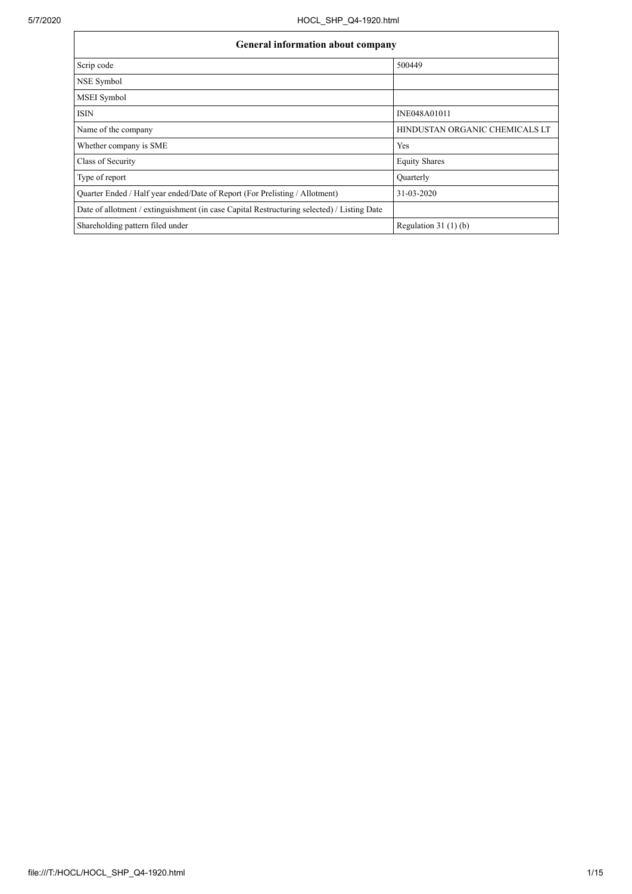| General information about company | |
|---|---|
| Scrip code | 500449 |
| NSE Symbol | |
| MSEI Symbol | |
| ISIN | INE048A01011 |
| Name of the company | HINDUSTAN ORGANIC CHEMICALS LT |
| Whether company is SME | Yes |
| Class of Security | Equity Shares |
| Type of report | Quarterly |
| Quarter Ended / Half year ended/Date of Report (For Prelisting / Allotment) | 31-03-2020 |
| Date of allotment / extinguishment (in case Capital Restructuring selected) / Listing Date | |
| Shareholding pattern filed under | Regulation 31 (1) (b) |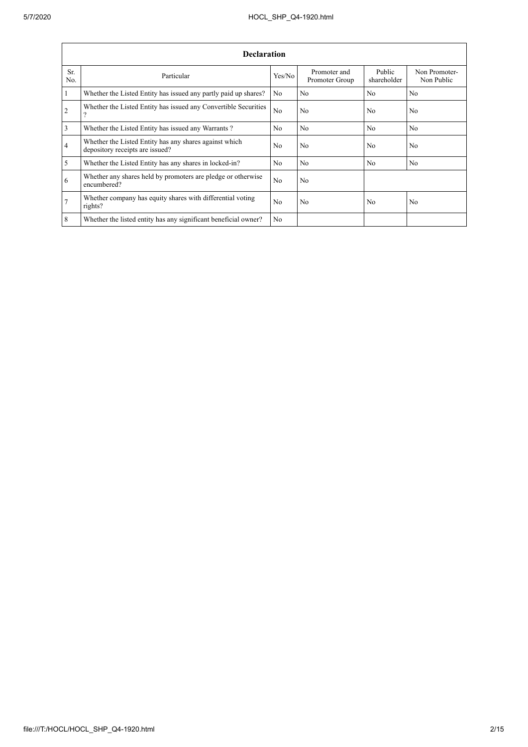| Declaration | | | | | |
|---|---|---|---|---|---|
| Sr. No. | Particular | Yes/No | Promoter and Promoter Group | Public shareholder | Non Promoter- Non Public |
| 1 | Whether the Listed Entity has issued any partly paid up shares? | No | No | No | No |
| 2 | Whether the Listed Entity has issued any Convertible Securities ? | No | No | No | No |
| 3 | Whether the Listed Entity has issued any Warrants ? | No | No | No | No |
| 4 | Whether the Listed Entity has any shares against which depository receipts are issued? | No | No | No | No |
| 5 | Whether the Listed Entity has any shares in locked-in? | No | No | No | No |
| 6 | Whether any shares held by promoters are pledge or otherwise encumbered? | No | No | | |
| 7 | Whether company has equity shares with differential voting rights? | No | No | No | No |
| 8 | Whether the listed entity has any significant beneficial owner? | No | | | |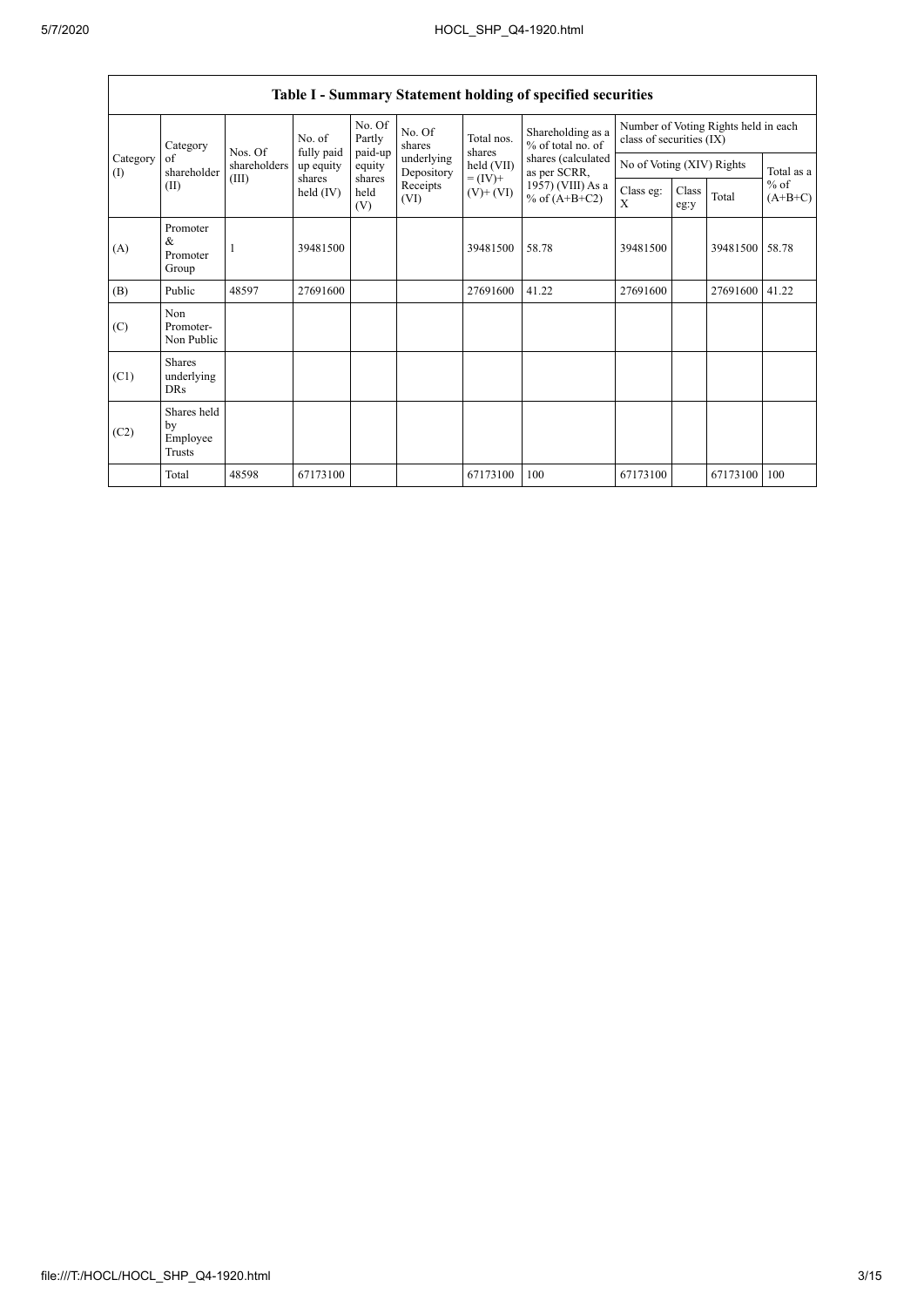# Table I - Summary Statement holding of specified securities

| Category (I) | Category of shareholder (II) | Nos. Of shareholders (III) | No. of fully paid up equity shares held (IV) | No. Of Partly paid-up equity shares held (V) | No. Of shares underlying Depository Receipts (VI) | Total nos. shares held (VII) = (IV)+ (V)+ (VI) | Shareholding as a % of total no. of shares (calculated as per SCRR, 1957) (VIII) As a % of (A+B+C2) | Number of Voting Rights held in each class of securities (IX) | | | |
|---|---|---|---|---|---|---|---|---|---|---|---|
| | | | | | | | | No of Voting (XIV) Rights | | | Total as a % of (A+B+C) |
| | | | | | | | | Class eg: X | Class eg:y | Total | |
| (A) | Promoter & Promoter Group | 1 | 39481500 | | | 39481500 | 58.78 | 39481500 | | 39481500 | 58.78 |
| (B) | Public | 48597 | 27691600 | | | 27691600 | 41.22 | 27691600 | | 27691600 | 41.22 |
| (C) | Non Promoter- Non Public | | | | | | | | | | |
| (C1) | Shares underlying DRs | | | | | | | | | | |
| (C2) | Shares held by Employee Trusts | | | | | | | | | | |
| | Total | 48598 | 67173100 | | | 67173100 | 100 | 67173100 | | 67173100 | 100 |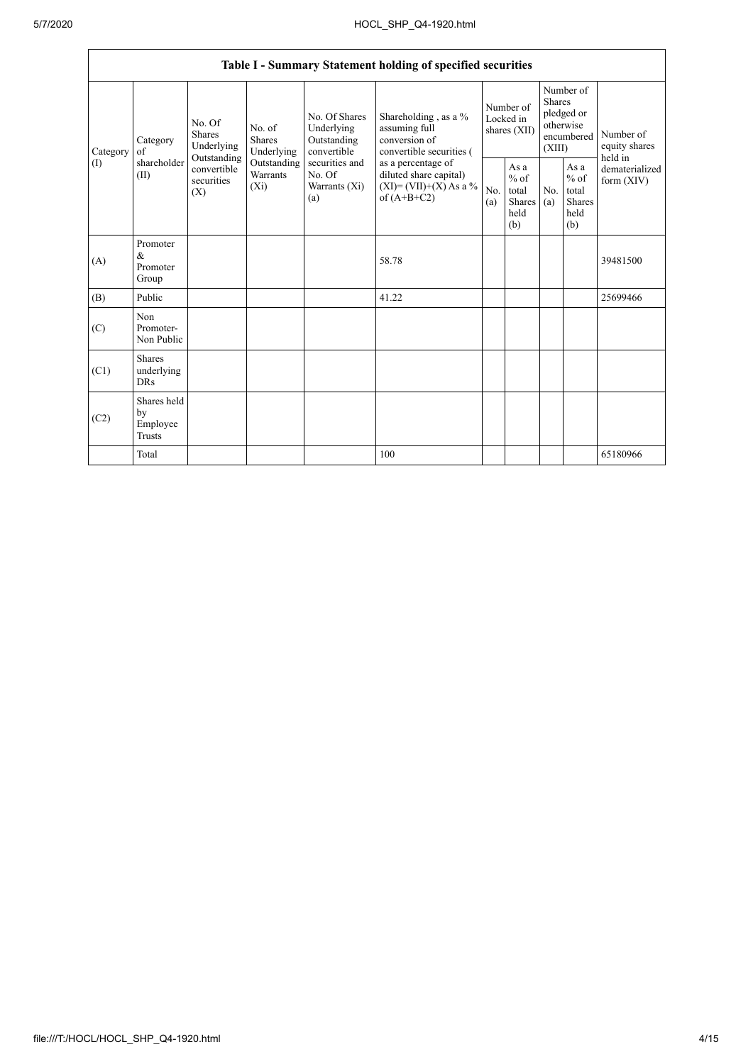| Table I - Summary Statement holding of specified securities | | | | | | | | | | | |
|---|---|---|---|---|---|---|---|---|---|---|---|
| Category (I) | Category of shareholder (II) | No. Of Shares Underlying Outstanding convertible securities (X) | No. of Shares Underlying Outstanding Warrants (Xi) | No. Of Shares Underlying Outstanding convertible securities and No. Of Warrants (Xi) (a) | Shareholding , as a % assuming full conversion of convertible securities ( as a percentage of diluted share capital) (XI)= (VII)+(X) As a % of (A+B+C2) | Number of Locked in shares (XII) | | Number of Shares pledged or otherwise encumbered (XIII) | | Number of equity shares held in dematerialized form (XIV) |
| | | | | | | No. (a) | As a % of total Shares held (b) | No. (a) | As a % of total Shares held (b) | |
| (A) | Promoter & Promoter Group | | | | 58.78 | | | | | 39481500 |
| (B) | Public | | | | 41.22 | | | | | 25699466 |
| (C) | Non Promoter- Non Public | | | | | | | | | |
| (C1) | Shares underlying DRs | | | | | | | | | |
| (C2) | Shares held by Employee Trusts | | | | | | | | | |
| | Total | | | | 100 | | | | | 65180966 |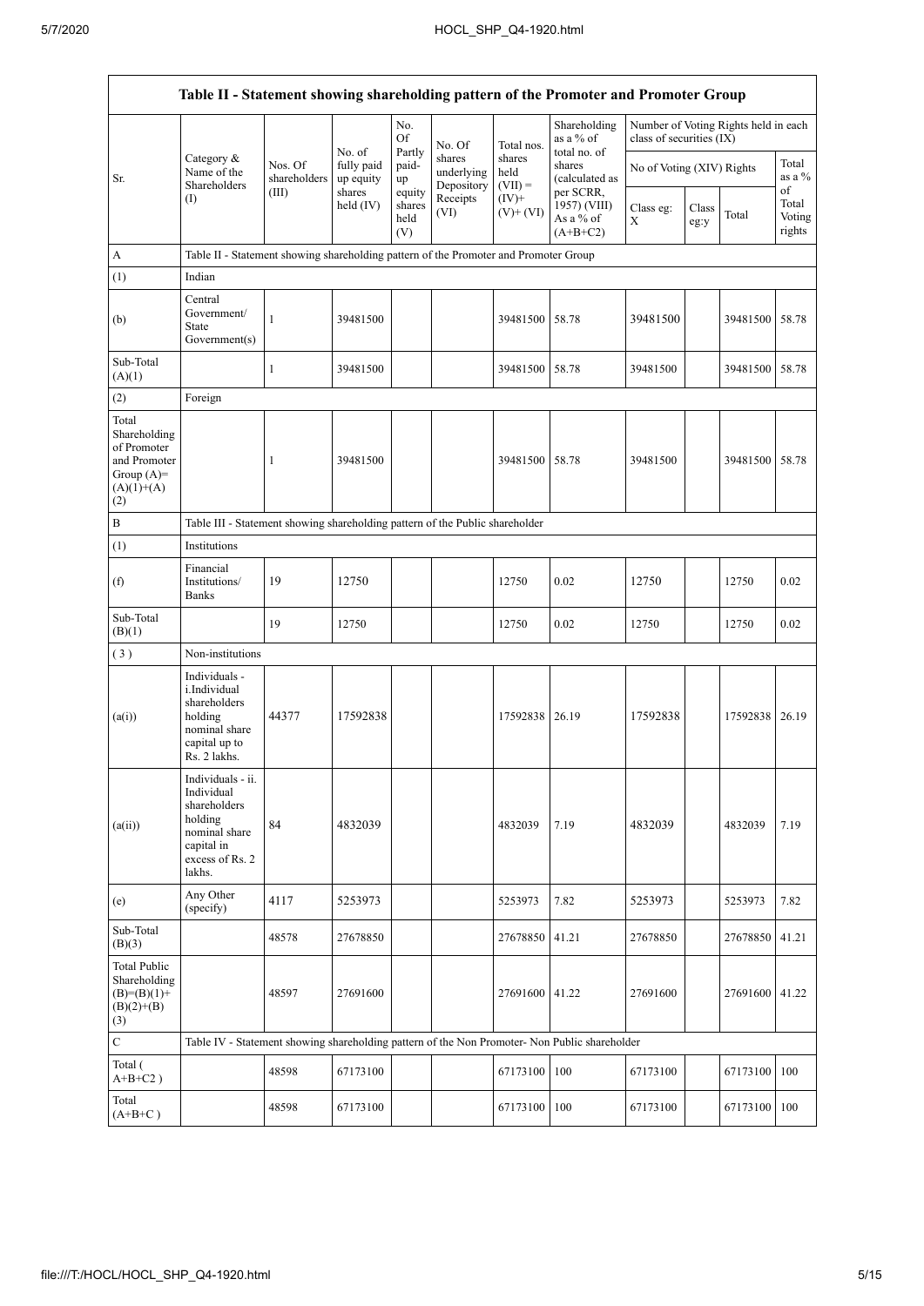| Table II - Statement showing shareholding pattern of the Promoter and Promoter Group | | | | | | | | | | | |
|---|---|---|---|---|---|---|---|---|---|---|---|
| Sr. | Category & Name of the Shareholders (I) | Nos. Of shareholders (III) | No. of fully paid up equity shares held (IV) | No. Of Partly paid-up equity shares held (V) | No. Of shares underlying Depository Receipts (VI) | Total nos. shares held (VII) = (IV)+ (V)+ (VI) | Shareholding as a % of total no. of shares (calculated as per SCRR, 1957) (VIII) As a % of (A+B+C2) | Number of Voting Rights held in each class of securities (IX) | | | |
| | | | | | | | | No of Voting (XIV) Rights | | | Total as a % of Total Voting rights |
| | | | | | | | | Class eg: X | Class eg:y | Total | |
| A | Table II - Statement showing shareholding pattern of the Promoter and Promoter Group | | | | | | | | | | |
| (1) | Indian | | | | | | | | | | |
| (b) | Central Government/ State Government(s) | 1 | 39481500 | | | 39481500 | 58.78 | 39481500 | | 39481500 | 58.78 |
| Sub-Total (A)(1) | | 1 | 39481500 | | | 39481500 | 58.78 | 39481500 | | 39481500 | 58.78 |
| (2) | Foreign | | | | | | | | | | |
| Total Shareholding of Promoter and Promoter Group (A)= (A)(1)+(A)(2) | | 1 | 39481500 | | | 39481500 | 58.78 | 39481500 | | 39481500 | 58.78 |
| B | Table III - Statement showing shareholding pattern of the Public shareholder | | | | | | | | | | |
| (1) | Institutions | | | | | | | | | | |
| (f) | Financial Institutions/ Banks | 19 | 12750 | | | 12750 | 0.02 | 12750 | | 12750 | 0.02 |
| Sub-Total (B)(1) | | 19 | 12750 | | | 12750 | 0.02 | 12750 | | 12750 | 0.02 |
| (3) | Non-institutions | | | | | | | | | | |
| (a(i)) | Individuals - i.Individual shareholders holding nominal share capital up to Rs. 2 lakhs. | 44377 | 17592838 | | | 17592838 | 26.19 | 17592838 | | 17592838 | 26.19 |
| (a(ii)) | Individuals - ii. Individual shareholders holding nominal share capital in excess of Rs. 2 lakhs. | 84 | 4832039 | | | 4832039 | 7.19 | 4832039 | | 4832039 | 7.19 |
| (e) | Any Other (specify) | 4117 | 5253973 | | | 5253973 | 7.82 | 5253973 | | 5253973 | 7.82 |
| Sub-Total (B)(3) | | 48578 | 27678850 | | | 27678850 | 41.21 | 27678850 | | 27678850 | 41.21 |
| Total Public Shareholding (B)=(B)(1)+(B)(2)+(B)(3) | | 48597 | 27691600 | | | 27691600 | 41.22 | 27691600 | | 27691600 | 41.22 |
| C | Table IV - Statement showing shareholding pattern of the Non Promoter- Non Public shareholder | | | | | | | | | | |
| Total ( A+B+C2 ) | | 48598 | 67173100 | | | 67173100 | 100 | 67173100 | | 67173100 | 100 |
| Total (A+B+C ) | | 48598 | 67173100 | | | 67173100 | 100 | 67173100 | | 67173100 | 100 |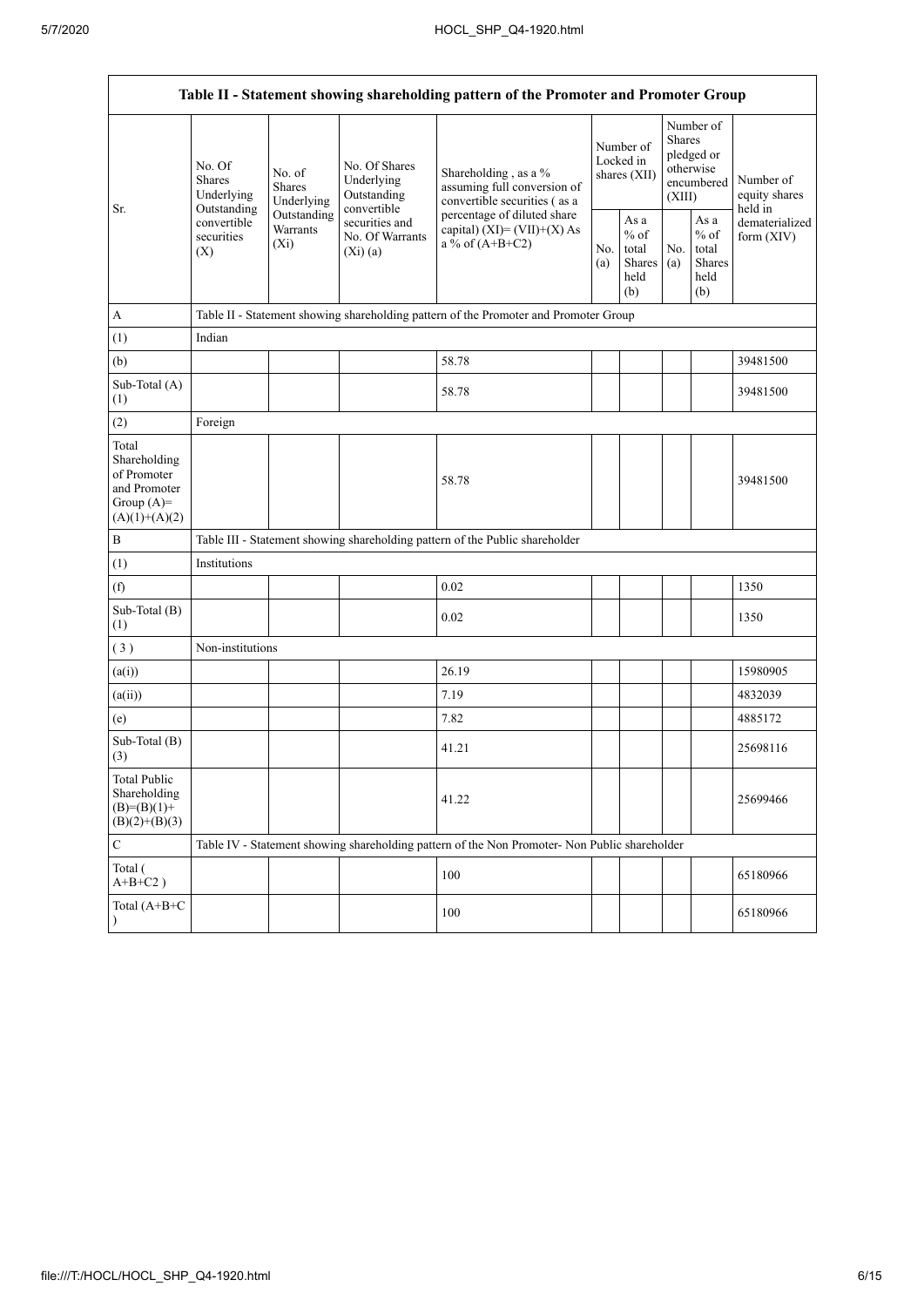| Table II - Statement showing shareholding pattern of the Promoter and Promoter Group | | | | | | | | | |
|---|---|---|---|---|---|---|---|---|---|
| Sr. | No. Of Shares Underlying Outstanding convertible securities (X) | No. of Shares Underlying Outstanding Warrants (Xi) | No. Of Shares Underlying Outstanding convertible securities and No. Of Warrants (Xi) (a) | Shareholding , as a % assuming full conversion of convertible securities ( as a percentage of diluted share capital) (XI)= (VII)+(X) As a % of (A+B+C2) | Number of Locked in shares (XII) | | Number of Shares pledged or otherwise encumbered (XIII) | | Number of equity shares held in dematerialized form (XIV) |
| | | | | | No. (a) | As a % of total Shares held (b) | No. (a) | As a % of total Shares held (b) | |
| A | Table II - Statement showing shareholding pattern of the Promoter and Promoter Group | | | | | | | | |
| (1) | Indian | | | | | | | | |
| (b) | | | | 58.78 | | | | | 39481500 |
| Sub-Total (A) (1) | | | | 58.78 | | | | | 39481500 |
| (2) | Foreign | | | | | | | | |
| Total Shareholding of Promoter and Promoter Group (A)= (A)(1)+(A)(2) | | | | 58.78 | | | | | 39481500 |
| B | Table III - Statement showing shareholding pattern of the Public shareholder | | | | | | | | |
| (1) | Institutions | | | | | | | | |
| (f) | | | | 0.02 | | | | | 1350 |
| Sub-Total (B) (1) | | | | 0.02 | | | | | 1350 |
| ( 3 ) | Non-institutions | | | | | | | | |
| (a(i)) | | | | 26.19 | | | | | 15980905 |
| (a(ii)) | | | | 7.19 | | | | | 4832039 |
| (e) | | | | 7.82 | | | | | 4885172 |
| Sub-Total (B) (3) | | | | 41.21 | | | | | 25698116 |
| Total Public Shareholding (B)=(B)(1)+(B)(2)+(B)(3) | | | | 41.22 | | | | | 25699466 |
| C | Table IV - Statement showing shareholding pattern of the Non Promoter- Non Public shareholder | | | | | | | | |
| Total ( A+B+C2 ) | | | | 100 | | | | | 65180966 |
| Total (A+B+C ) | | | | 100 | | | | | 65180966 |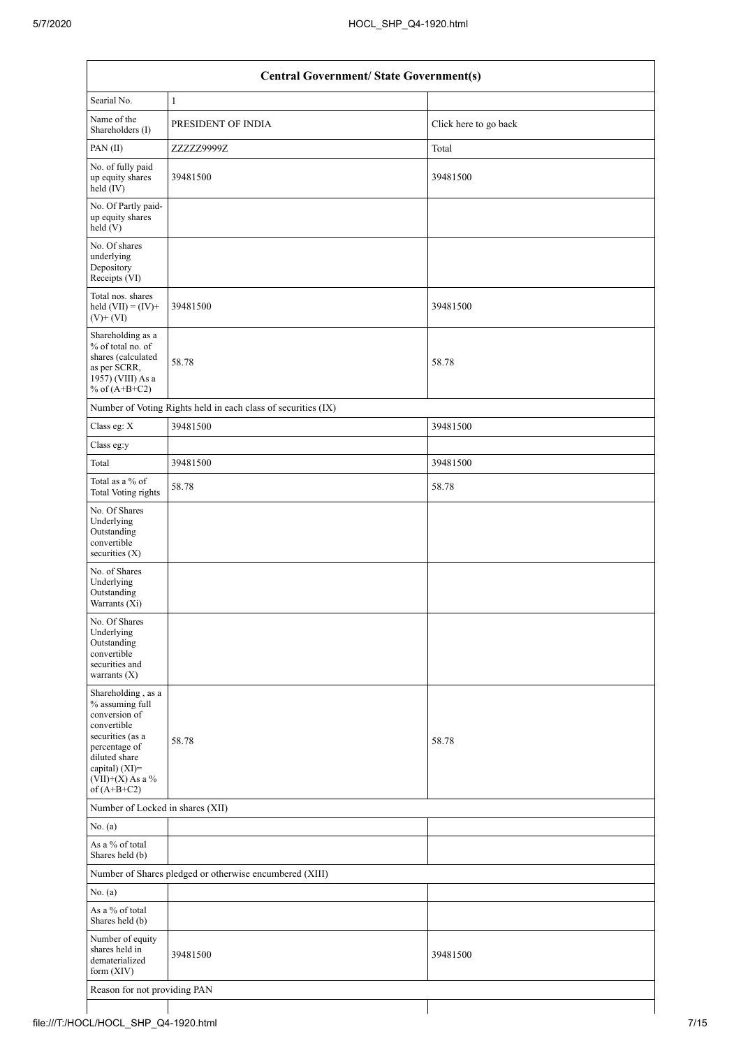| Central Government/ State Government(s) | | |
|---|---|---|
| Searial No. | 1 | |
| Name of the Shareholders (I) | PRESIDENT OF INDIA | Click here to go back |
| PAN (II) | ZZZZZ9999Z | Total |
| No. of fully paid up equity shares held (IV) | 39481500 | 39481500 |
| No. Of Partly paid-up equity shares held (V) | | |
| No. Of shares underlying Depository Receipts (VI) | | |
| Total nos. shares held (VII) = (IV)+(V)+ (VI) | 39481500 | 39481500 |
| Shareholding as a % of total no. of shares (calculated as per SCRR, 1957) (VIII) As a % of (A+B+C2) | 58.78 | 58.78 |
| Number of Voting Rights held in each class of securities (IX) | | |
| Class eg: X | 39481500 | 39481500 |
| Class eg:y | | |
| Total | 39481500 | 39481500 |
| Total as a % of Total Voting rights | 58.78 | 58.78 |
| No. Of Shares Underlying Outstanding convertible securities (X) | | |
| No. of Shares Underlying Outstanding Warrants (Xi) | | |
| No. Of Shares Underlying Outstanding convertible securities and warrants (X) | | |
| Shareholding , as a % assuming full conversion of convertible securities (as a percentage of diluted share capital) (XI)= (VII)+(X) As a % of (A+B+C2) | 58.78 | 58.78 |
| Number of Locked in shares (XII) | | |
| No. (a) | | |
| As a % of total Shares held (b) | | |
| Number of Shares pledged or otherwise encumbered (XIII) | | |
| No. (a) | | |
| As a % of total Shares held (b) | | |
| Number of equity shares held in dematerialized form (XIV) | 39481500 | 39481500 |
| Reason for not providing PAN | | |
| | | |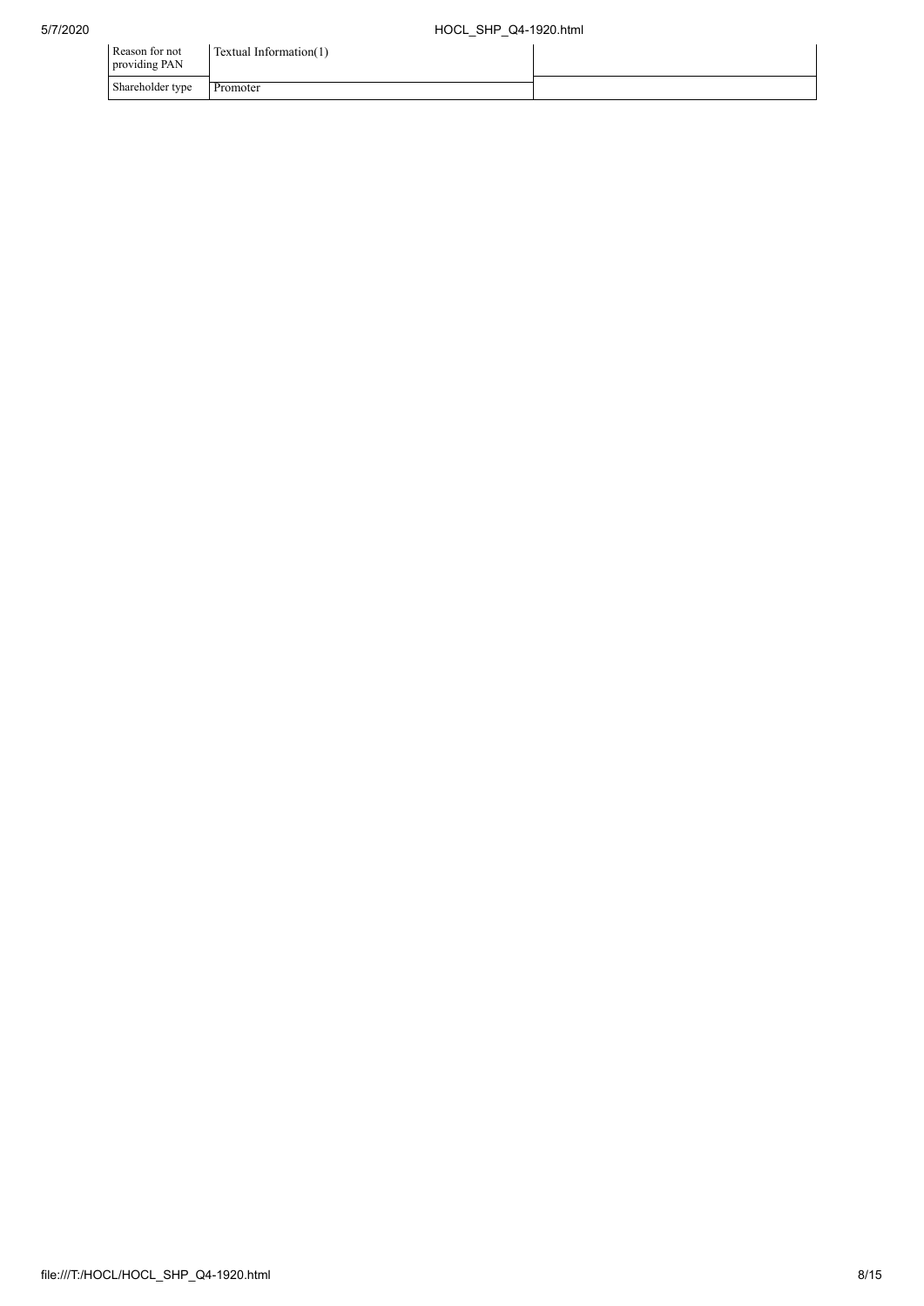| Reason for not providing PAN | Textual Information(1) | |
|---|---|---|
| Shareholder type | Promoter | |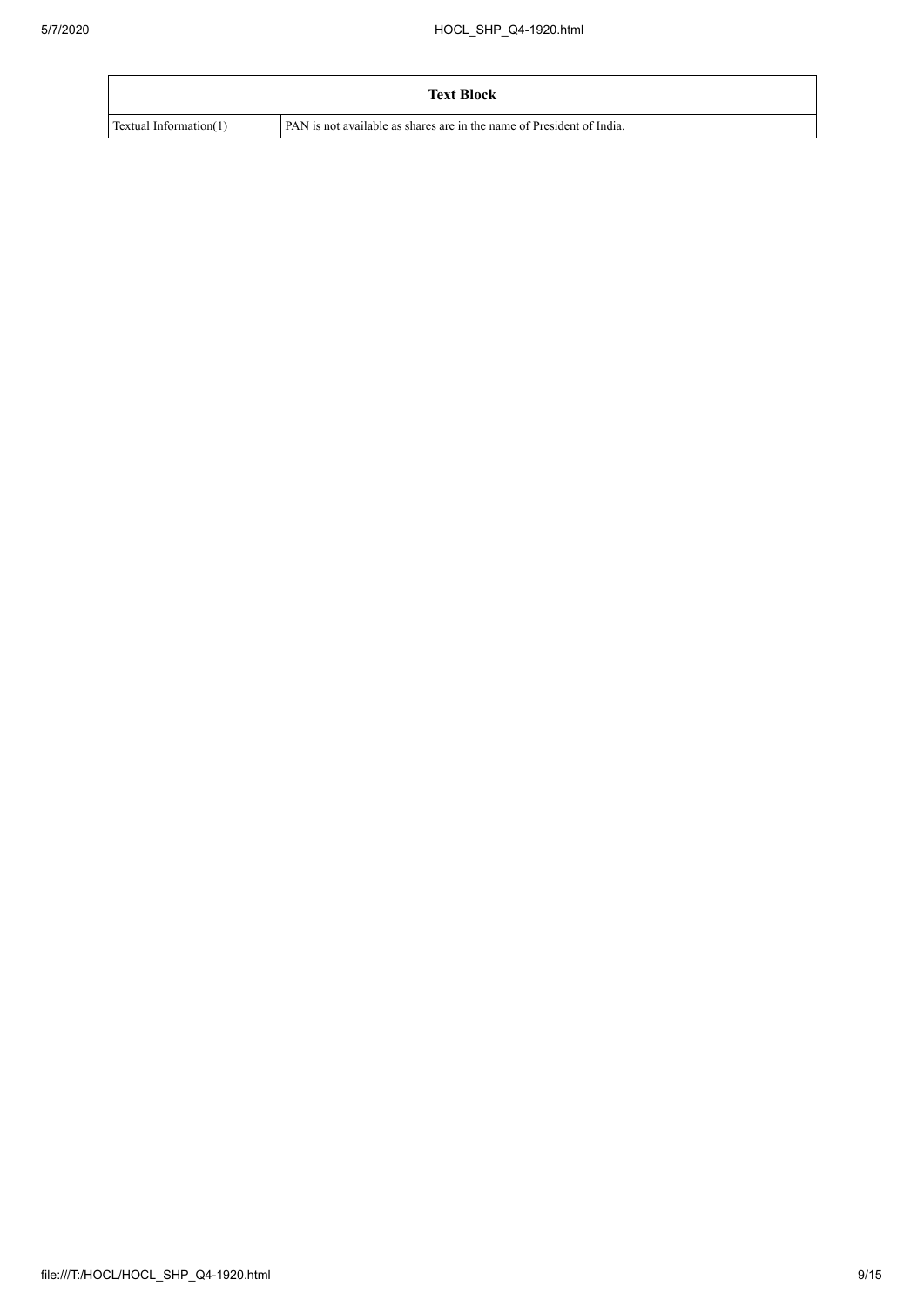| Text Block | |
|---|---|
| Textual Information(1) | PAN is not available as shares are in the name of President of India. |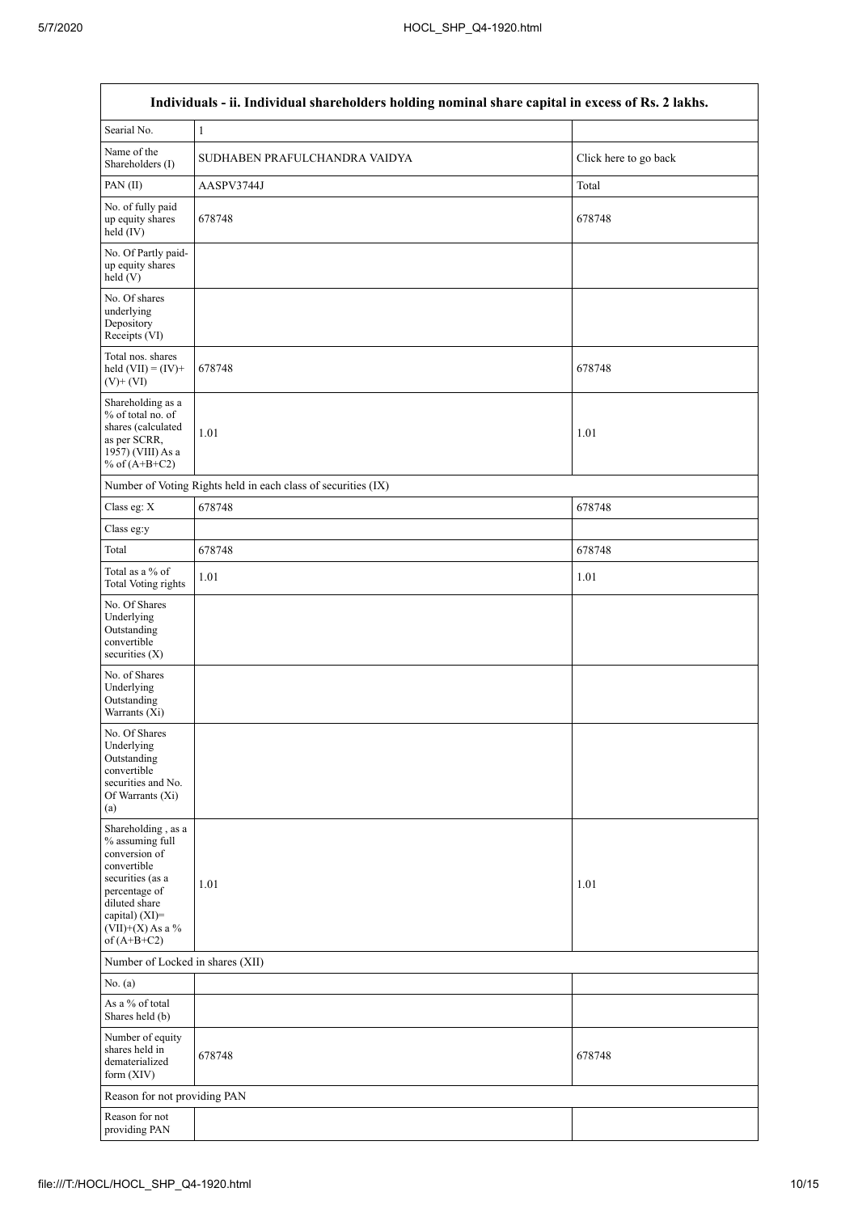| Individuals - ii. Individual shareholders holding nominal share capital in excess of Rs. 2 lakhs. | | |
|---|---|---|
| Searial No. | 1 | |
| Name of the Shareholders (I) | SUDHABEN PRAFULCHANDRA VAIDYA | Click here to go back |
| PAN (II) | AASPV3744J | Total |
| No. of fully paid up equity shares held (IV) | 678748 | 678748 |
| No. Of Partly paid-up equity shares held (V) | | |
| No. Of shares underlying Depository Receipts (VI) | | |
| Total nos. shares held (VII) = (IV)+(V)+ (VI) | 678748 | 678748 |
| Shareholding as a % of total no. of shares (calculated as per SCRR, 1957) (VIII) As a % of (A+B+C2) | 1.01 | 1.01 |
| Number of Voting Rights held in each class of securities (IX) | | |
| Class eg: X | 678748 | 678748 |
| Class eg:y | | |
| Total | 678748 | 678748 |
| Total as a % of Total Voting rights | 1.01 | 1.01 |
| No. Of Shares Underlying Outstanding convertible securities (X) | | |
| No. of Shares Underlying Outstanding Warrants (Xi) | | |
| No. Of Shares Underlying Outstanding convertible securities and No. Of Warrants (Xi) (a) | | |
| Shareholding , as a % assuming full conversion of convertible securities (as a percentage of diluted share capital) (XI)= (VII)+(X) As a % of (A+B+C2) | 1.01 | 1.01 |
| Number of Locked in shares (XII) | | |
| No. (a) | | |
| As a % of total Shares held (b) | | |
| Number of equity shares held in dematerialized form (XIV) | 678748 | 678748 |
| Reason for not providing PAN | | |
| Reason for not providing PAN | | |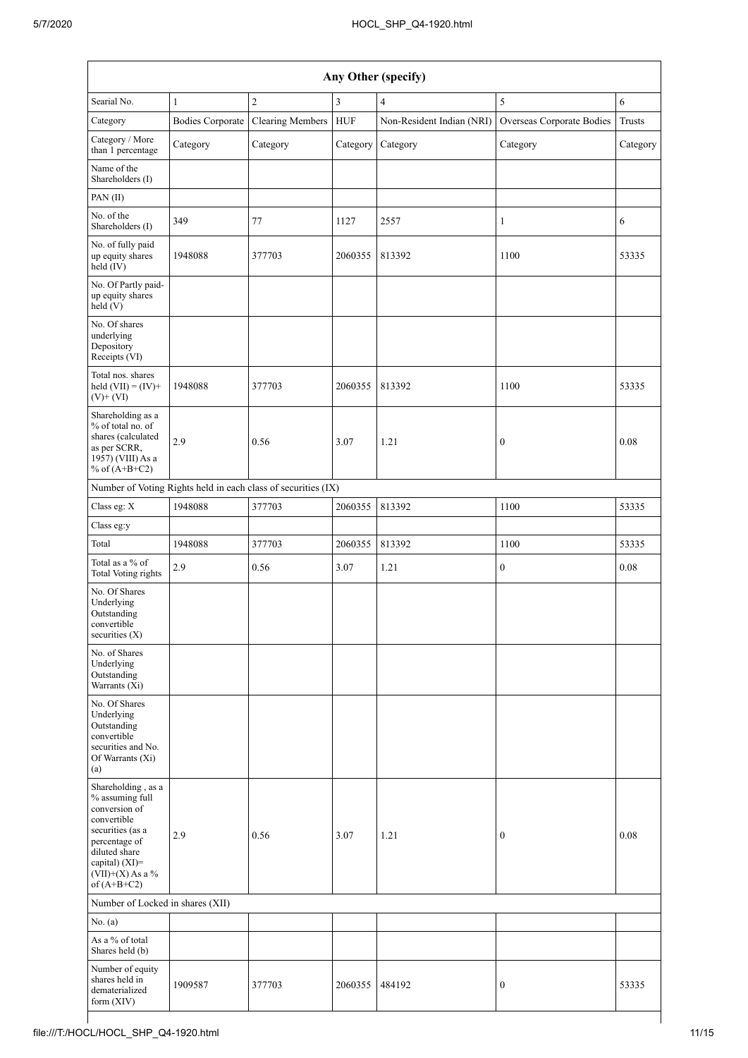| Any Other (specify) | | | | | | |
|---|---|---|---|---|---|---|
| Searial No. | 1 | 2 | 3 | 4 | 5 | 6 |
| Category | Bodies Corporate | Clearing Members | HUF | Non-Resident Indian (NRI) | Overseas Corporate Bodies | Trusts |
| Category / More than 1 percentage | Category | Category | Category | Category | Category | Category |
| Name of the Shareholders (I) | | | | | | |
| PAN (II) | | | | | | |
| No. of the Shareholders (I) | 349 | 77 | 1127 | 2557 | 1 | 6 |
| No. of fully paid up equity shares held (IV) | 1948088 | 377703 | 2060355 | 813392 | 1100 | 53335 |
| No. Of Partly paid-up equity shares held (V) | | | | | | |
| No. Of shares underlying Depository Receipts (VI) | | | | | | |
| Total nos. shares held (VII) = (IV)+ (V)+ (VI) | 1948088 | 377703 | 2060355 | 813392 | 1100 | 53335 |
| Shareholding as a % of total no. of shares (calculated as per SCRR, 1957) (VIII) As a % of (A+B+C2) | 2.9 | 0.56 | 3.07 | 1.21 | 0 | 0.08 |
| Number of Voting Rights held in each class of securities (IX) | | | | | | |
| Class eg: X | 1948088 | 377703 | 2060355 | 813392 | 1100 | 53335 |
| Class eg:y | | | | | | |
| Total | 1948088 | 377703 | 2060355 | 813392 | 1100 | 53335 |
| Total as a % of Total Voting rights | 2.9 | 0.56 | 3.07 | 1.21 | 0 | 0.08 |
| No. Of Shares Underlying Outstanding convertible securities (X) | | | | | | |
| No. of Shares Underlying Outstanding Warrants (Xi) | | | | | | |
| No. Of Shares Underlying Outstanding convertible securities and No. Of Warrants (Xi) (a) | | | | | | |
| Shareholding , as a % assuming full conversion of convertible securities (as a percentage of diluted share capital) (XI)= (VII)+(X) As a % of (A+B+C2) | 2.9 | 0.56 | 3.07 | 1.21 | 0 | 0.08 |
| Number of Locked in shares (XII) | | | | | | |
| No. (a) | | | | | | |
| As a % of total Shares held (b) | | | | | | |
| Number of equity shares held in dematerialized form (XIV) | 1909587 | 377703 | 2060355 | 484192 | 0 | 53335 |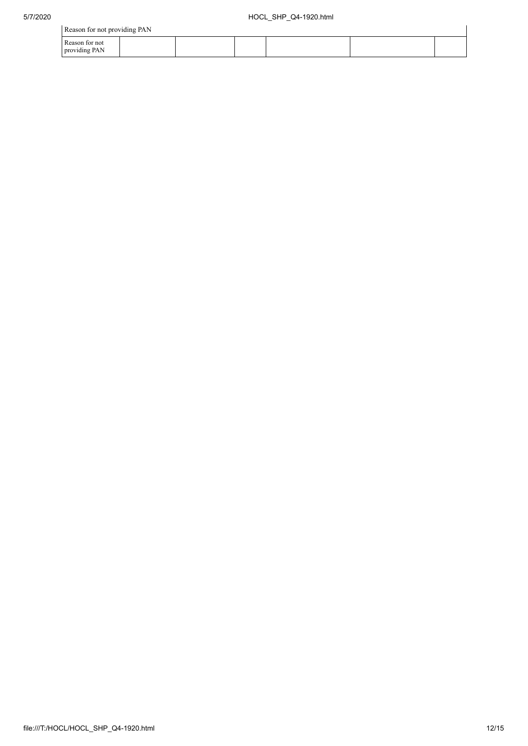| Reason for not providing PAN | | | | | | |
|---|---|---|---|---|---|---|
| Reason for not providing PAN | | | | | | |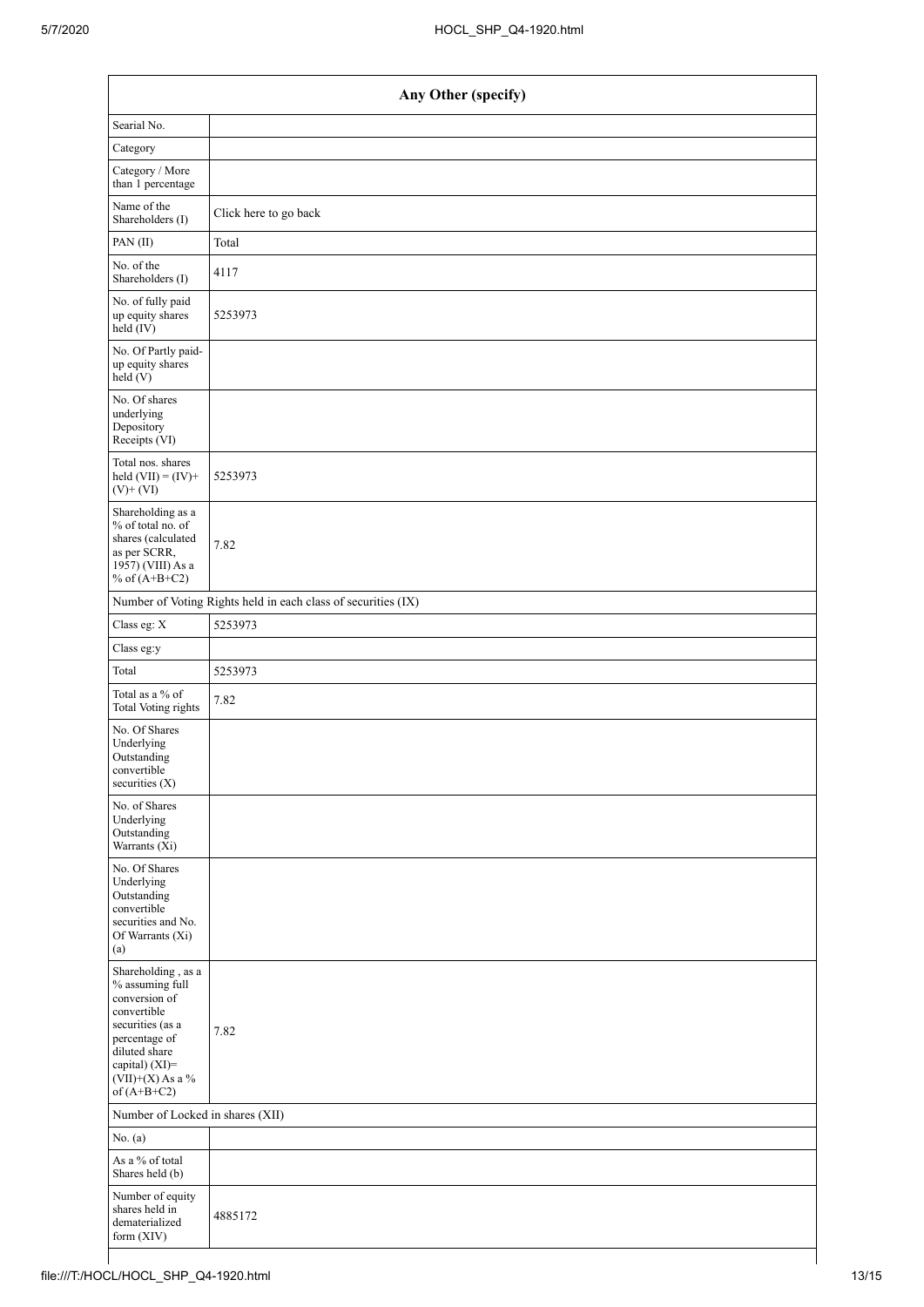| Any Other (specify) | |
|---|---|
| Searial No. | |
| Category | |
| Category / More than 1 percentage | |
| Name of the Shareholders (I) | Click here to go back |
| PAN (II) | Total |
| No. of the Shareholders (I) | 4117 |
| No. of fully paid up equity shares held (IV) | 5253973 |
| No. Of Partly paid-up equity shares held (V) | |
| No. Of shares underlying Depository Receipts (VI) | |
| Total nos. shares held (VII) = (IV)+ (V)+ (VI) | 5253973 |
| Shareholding as a % of total no. of shares (calculated as per SCRR, 1957) (VIII) As a % of (A+B+C2) | 7.82 |
| Number of Voting Rights held in each class of securities (IX) | |
| Class eg: X | 5253973 |
| Class eg:y | |
| Total | 5253973 |
| Total as a % of Total Voting rights | 7.82 |
| No. Of Shares Underlying Outstanding convertible securities (X) | |
| No. of Shares Underlying Outstanding Warrants (Xi) | |
| No. Of Shares Underlying Outstanding convertible securities and No. Of Warrants (Xi) (a) | |
| Shareholding , as a % assuming full conversion of convertible securities (as a percentage of diluted share capital) (XI)= (VII)+(X) As a % of (A+B+C2) | 7.82 |
| Number of Locked in shares (XII) | |
| No. (a) | |
| As a % of total Shares held (b) | |
| Number of equity shares held in dematerialized form (XIV) | 4885172 |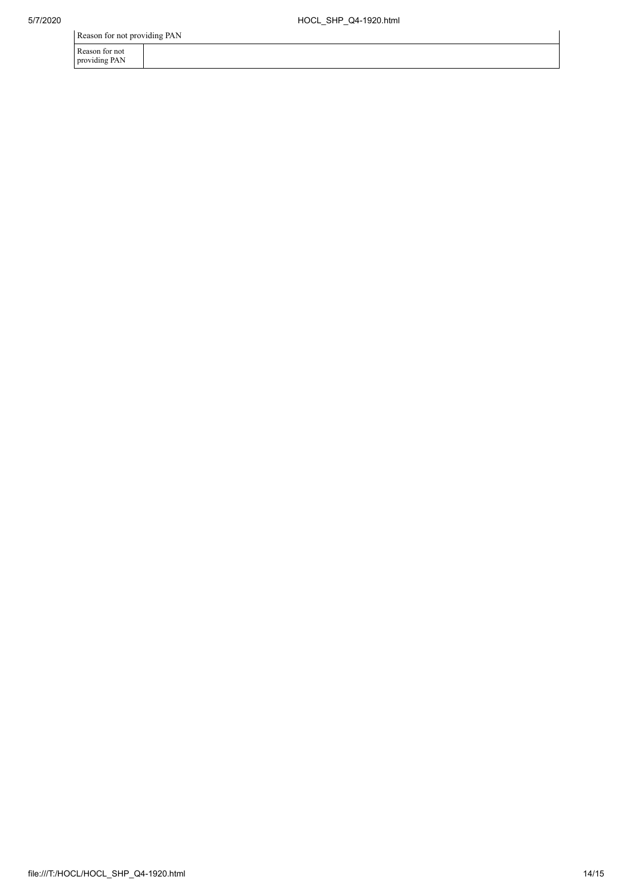| Reason for not providing PAN | |
|---|---|
| Reason for not providing PAN | |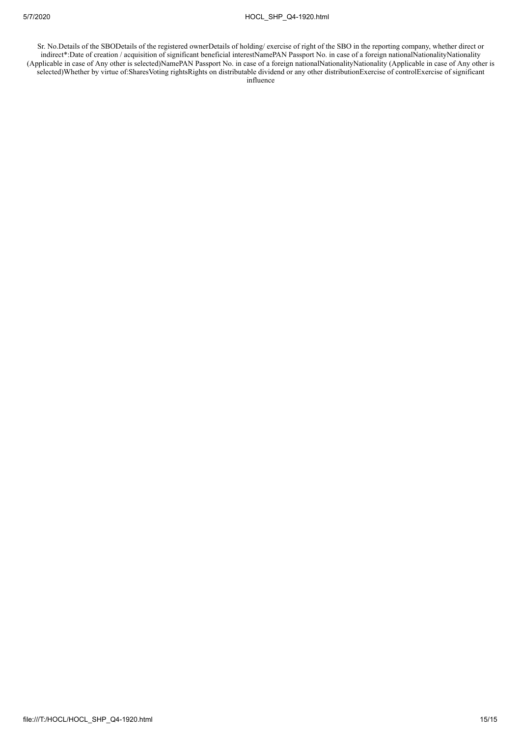Sr. No.Details of the SBODetails of the registered ownerDetails of holding/ exercise of right of the SBO in the reporting company, whether direct or indirect*:Date of creation / acquisition of significant beneficial interestNamePAN Passport No. in case of a foreign nationalNationalityNationality (Applicable in case of Any other is selected)NamePAN Passport No. in case of a foreign nationalNationalityNationality (Applicable in case of Any other is selected)Whether by virtue of:SharesVoting rightsRights on distributable dividend or any other distributionExercise of controlExercise of significant influence